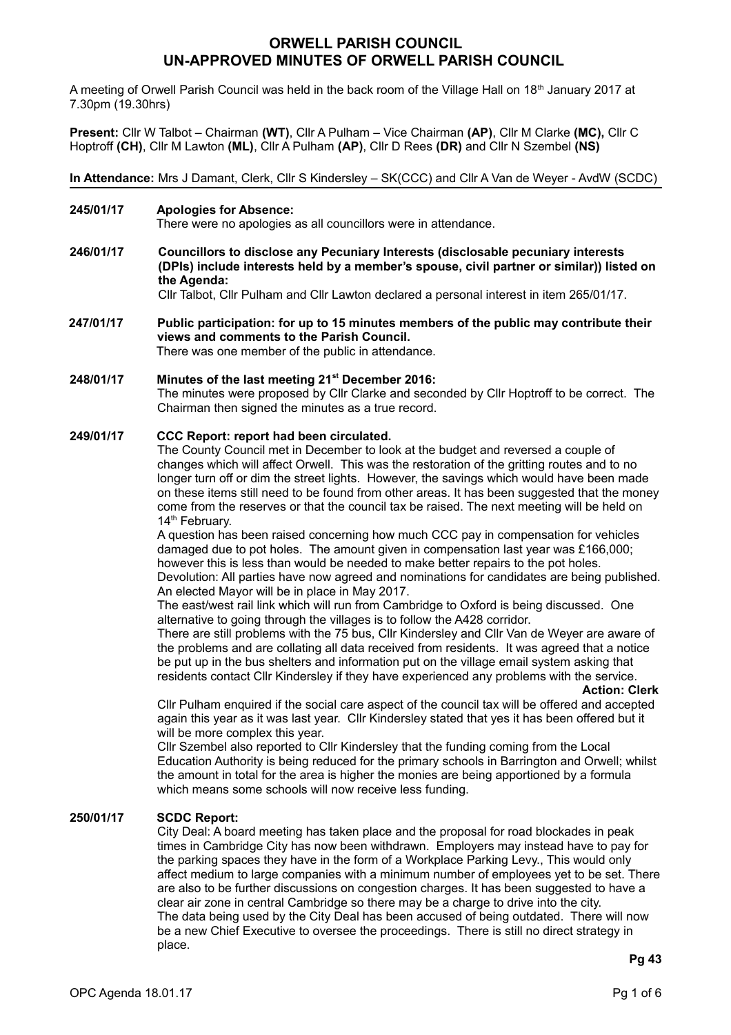# ORWELL PARISH COUNCIL
# UN-APPROVED MINUTES OF ORWELL PARISH COUNCIL

A meeting of Orwell Parish Council was held in the back room of the Village Hall on 18th January 2017 at 7.30pm (19.30hrs)

**Present:** Cllr W Talbot – Chairman **(WT)**, Cllr A Pulham – Vice Chairman **(AP)**, Cllr M Clarke **(MC),** Cllr C Hoptroff **(CH)**, Cllr M Lawton **(ML)**, Cllr A Pulham **(AP)**, Cllr D Rees **(DR)** and Cllr N Szembel **(NS)**

**In Attendance:** Mrs J Damant, Clerk, Cllr S Kindersley – SK(CCC) and Cllr A Van de Weyer - AvdW (SCDC)

**245/01/17 Apologies for Absence:**
There were no apologies as all councillors were in attendance.

**246/01/17 Councillors to disclose any Pecuniary Interests (disclosable pecuniary interests (DPIs) include interests held by a member's spouse, civil partner or similar)) listed on the Agenda:**
Cllr Talbot, Cllr Pulham and Cllr Lawton declared a personal interest in item 265/01/17.

**247/01/17 Public participation: for up to 15 minutes members of the public may contribute their views and comments to the Parish Council.**
There was one member of the public in attendance.

**248/01/17 Minutes of the last meeting 21st December 2016:**
The minutes were proposed by Cllr Clarke and seconded by Cllr Hoptroff to be correct. The Chairman then signed the minutes as a true record.

**249/01/17 CCC Report: report had been circulated.**
The County Council met in December to look at the budget and reversed a couple of changes which will affect Orwell. This was the restoration of the gritting routes and to no longer turn off or dim the street lights. However, the savings which would have been made on these items still need to be found from other areas. It has been suggested that the money come from the reserves or that the council tax be raised. The next meeting will be held on 14th February.

A question has been raised concerning how much CCC pay in compensation for vehicles damaged due to pot holes. The amount given in compensation last year was £166,000; however this is less than would be needed to make better repairs to the pot holes.

Devolution: All parties have now agreed and nominations for candidates are being published. An elected Mayor will be in place in May 2017.

The east/west rail link which will run from Cambridge to Oxford is being discussed. One alternative to going through the villages is to follow the A428 corridor.

There are still problems with the 75 bus, Cllr Kindersley and Cllr Van de Weyer are aware of the problems and are collating all data received from residents. It was agreed that a notice be put up in the bus shelters and information put on the village email system asking that residents contact Cllr Kindersley if they have experienced any problems with the service.

**Action: Clerk**

Cllr Pulham enquired if the social care aspect of the council tax will be offered and accepted again this year as it was last year. Cllr Kindersley stated that yes it has been offered but it will be more complex this year.

Cllr Szembel also reported to Cllr Kindersley that the funding coming from the Local Education Authority is being reduced for the primary schools in Barrington and Orwell; whilst the amount in total for the area is higher the monies are being apportioned by a formula which means some schools will now receive less funding.

**250/01/17 SCDC Report:**
City Deal: A board meeting has taken place and the proposal for road blockades in peak times in Cambridge City has now been withdrawn. Employers may instead have to pay for the parking spaces they have in the form of a Workplace Parking Levy., This would only affect medium to large companies with a minimum number of employees yet to be set. There are also to be further discussions on congestion charges. It has been suggested to have a clear air zone in central Cambridge so there may be a charge to drive into the city.

The data being used by the City Deal has been accused of being outdated. There will now be a new Chief Executive to oversee the proceedings. There is still no direct strategy in place.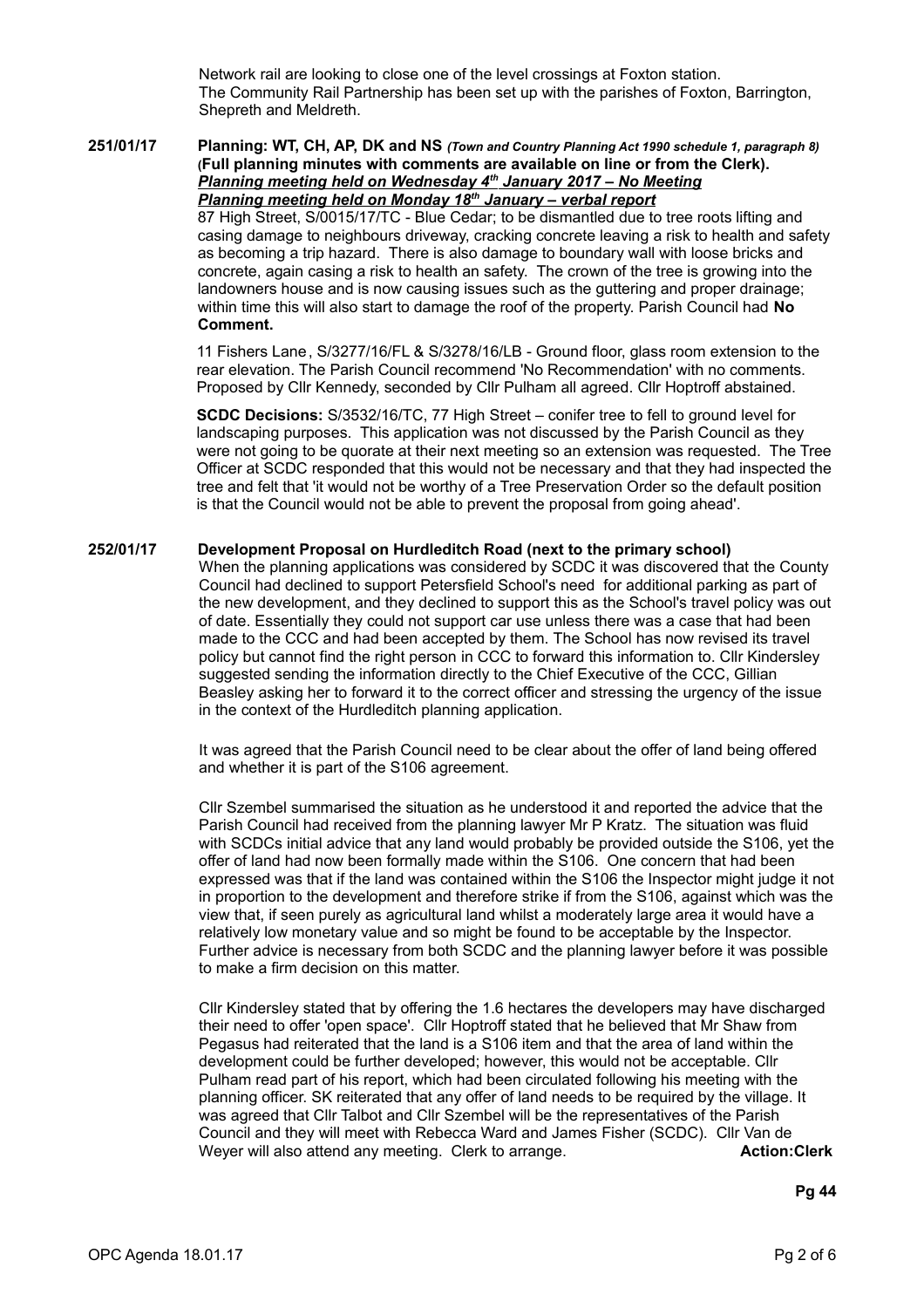Network rail are looking to close one of the level crossings at Foxton station.
The Community Rail Partnership has been set up with the parishes of Foxton, Barrington, Shepreth and Meldreth.

**251/01/17** **Planning: WT, CH, AP, DK and NS** *(Town and Country Planning Act 1990 schedule 1, paragraph 8)* **(Full planning minutes with comments are available on line or from the Clerk).**
***Planning meeting held on Wednesday 4th January 2017 – No Meeting***
***Planning meeting held on Monday 18th January – verbal report***

87 High Street, S/0015/17/TC - Blue Cedar; to be dismantled due to tree roots lifting and casing damage to neighbours driveway, cracking concrete leaving a risk to health and safety as becoming a trip hazard. There is also damage to boundary wall with loose bricks and concrete, again casing a risk to health an safety. The crown of the tree is growing into the landowners house and is now causing issues such as the guttering and proper drainage; within time this will also start to damage the roof of the property. Parish Council had **No Comment.**

11 Fishers Lane, S/3277/16/FL & S/3278/16/LB - Ground floor, glass room extension to the rear elevation. The Parish Council recommend 'No Recommendation' with no comments. Proposed by Cllr Kennedy, seconded by Cllr Pulham all agreed. Cllr Hoptroff abstained.

**SCDC Decisions:** S/3532/16/TC, 77 High Street – conifer tree to fell to ground level for landscaping purposes. This application was not discussed by the Parish Council as they were not going to be quorate at their next meeting so an extension was requested. The Tree Officer at SCDC responded that this would not be necessary and that they had inspected the tree and felt that 'it would not be worthy of a Tree Preservation Order so the default position is that the Council would not be able to prevent the proposal from going ahead'.

**252/01/17** **Development Proposal on Hurdleditch Road (next to the primary school)**

When the planning applications was considered by SCDC it was discovered that the County Council had declined to support Petersfield School's need for additional parking as part of the new development, and they declined to support this as the School's travel policy was out of date. Essentially they could not support car use unless there was a case that had been made to the CCC and had been accepted by them. The School has now revised its travel policy but cannot find the right person in CCC to forward this information to. Cllr Kindersley suggested sending the information directly to the Chief Executive of the CCC, Gillian Beasley asking her to forward it to the correct officer and stressing the urgency of the issue in the context of the Hurdleditch planning application.

It was agreed that the Parish Council need to be clear about the offer of land being offered and whether it is part of the S106 agreement.

Cllr Szembel summarised the situation as he understood it and reported the advice that the Parish Council had received from the planning lawyer Mr P Kratz. The situation was fluid with SCDCs initial advice that any land would probably be provided outside the S106, yet the offer of land had now been formally made within the S106. One concern that had been expressed was that if the land was contained within the S106 the Inspector might judge it not in proportion to the development and therefore strike if from the S106, against which was the view that, if seen purely as agricultural land whilst a moderately large area it would have a relatively low monetary value and so might be found to be acceptable by the Inspector. Further advice is necessary from both SCDC and the planning lawyer before it was possible to make a firm decision on this matter.

Cllr Kindersley stated that by offering the 1.6 hectares the developers may have discharged their need to offer 'open space'. Cllr Hoptroff stated that he believed that Mr Shaw from Pegasus had reiterated that the land is a S106 item and that the area of land within the development could be further developed; however, this would not be acceptable. Cllr Pulham read part of his report, which had been circulated following his meeting with the planning officer. SK reiterated that any offer of land needs to be required by the village. It was agreed that Cllr Talbot and Cllr Szembel will be the representatives of the Parish Council and they will meet with Rebecca Ward and James Fisher (SCDC). Cllr Van de Weyer will also attend any meeting. Clerk to arrange. **Action:Clerk**

**Pg 44**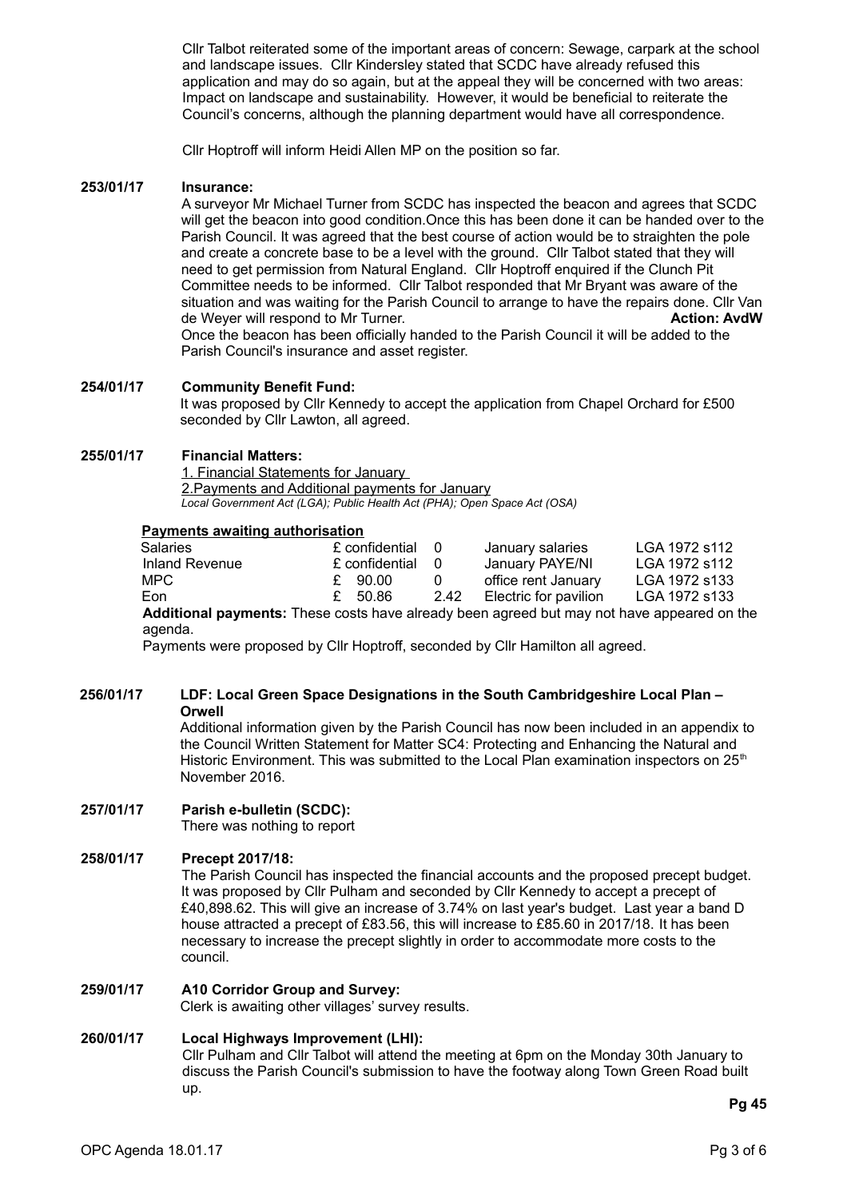Cllr Talbot reiterated some of the important areas of concern: Sewage, carpark at the school and landscape issues. Cllr Kindersley stated that SCDC have already refused this application and may do so again, but at the appeal they will be concerned with two areas: Impact on landscape and sustainability. However, it would be beneficial to reiterate the Council's concerns, although the planning department would have all correspondence.

Cllr Hoptroff will inform Heidi Allen MP on the position so far.

**253/01/17 Insurance:**

A surveyor Mr Michael Turner from SCDC has inspected the beacon and agrees that SCDC will get the beacon into good condition.Once this has been done it can be handed over to the Parish Council. It was agreed that the best course of action would be to straighten the pole and create a concrete base to be a level with the ground. Cllr Talbot stated that they will need to get permission from Natural England. Cllr Hoptroff enquired if the Clunch Pit Committee needs to be informed. Cllr Talbot responded that Mr Bryant was aware of the situation and was waiting for the Parish Council to arrange to have the repairs done. Cllr Van de Weyer will respond to Mr Turner. **Action: AvdW**

Once the beacon has been officially handed to the Parish Council it will be added to the Parish Council's insurance and asset register.

**254/01/17 Community Benefit Fund:**

It was proposed by Cllr Kennedy to accept the application from Chapel Orchard for £500 seconded by Cllr Lawton, all agreed.

**255/01/17 Financial Matters:**

1. Financial Statements for January
2. Payments and Additional payments for January

*Local Government Act (LGA); Public Health Act (PHA); Open Space Act (OSA)*

**Payments awaiting authorisation**

| | | | | |
|---|---|---|---|---|
| Salaries | £ confidential | 0 | January salaries | LGA 1972 s112 |
| Inland Revenue | £ confidential | 0 | January PAYE/NI | LGA 1972 s112 |
| MPC | £ 90.00 | 0 | office rent January | LGA 1972 s133 |
| Eon | £ 50.86 | 2.42 | Electric for pavilion | LGA 1972 s133 |

**Additional payments:** These costs have already been agreed but may not have appeared on the agenda.

Payments were proposed by Cllr Hoptroff, seconded by Cllr Hamilton all agreed.

**256/01/17 LDF: Local Green Space Designations in the South Cambridgeshire Local Plan – Orwell**

Additional information given by the Parish Council has now been included in an appendix to the Council Written Statement for Matter SC4: Protecting and Enhancing the Natural and Historic Environment. This was submitted to the Local Plan examination inspectors on 25th November 2016.

**257/01/17 Parish e-bulletin (SCDC):**

There was nothing to report

**258/01/17 Precept 2017/18:**

The Parish Council has inspected the financial accounts and the proposed precept budget. It was proposed by Cllr Pulham and seconded by Cllr Kennedy to accept a precept of £40,898.62. This will give an increase of 3.74% on last year's budget. Last year a band D house attracted a precept of £83.56, this will increase to £85.60 in 2017/18. It has been necessary to increase the precept slightly in order to accommodate more costs to the council.

**259/01/17 A10 Corridor Group and Survey:**

Clerk is awaiting other villages' survey results.

**260/01/17 Local Highways Improvement (LHI):**

Cllr Pulham and Cllr Talbot will attend the meeting at 6pm on the Monday 30th January to discuss the Parish Council's submission to have the footway along Town Green Road built up.

**Pg 45**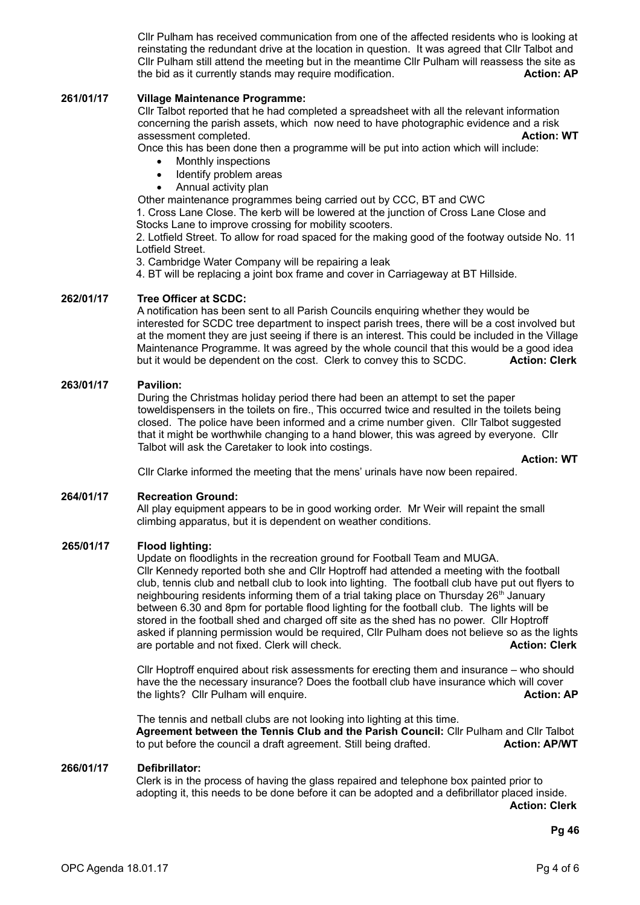Cllr Pulham has received communication from one of the affected residents who is looking at reinstating the redundant drive at the location in question. It was agreed that Cllr Talbot and Cllr Pulham still attend the meeting but in the meantime Cllr Pulham will reassess the site as the bid as it currently stands may require modification. **Action: AP**

**261/01/17 Village Maintenance Programme:**

Cllr Talbot reported that he had completed a spreadsheet with all the relevant information concerning the parish assets, which now need to have photographic evidence and a risk assessment completed. **Action: WT**

Once this has been done then a programme will be put into action which will include:

- Monthly inspections
- Identify problem areas
- Annual activity plan

Other maintenance programmes being carried out by CCC, BT and CWC

1. Cross Lane Close. The kerb will be lowered at the junction of Cross Lane Close and Stocks Lane to improve crossing for mobility scooters.
2. Lotfield Street. To allow for road spaced for the making good of the footway outside No. 11 Lotfield Street.
3. Cambridge Water Company will be repairing a leak
4. BT will be replacing a joint box frame and cover in Carriageway at BT Hillside.

**262/01/17 Tree Officer at SCDC:**

A notification has been sent to all Parish Councils enquiring whether they would be interested for SCDC tree department to inspect parish trees, there will be a cost involved but at the moment they are just seeing if there is an interest. This could be included in the Village Maintenance Programme. It was agreed by the whole council that this would be a good idea but it would be dependent on the cost. Clerk to convey this to SCDC. **Action: Clerk**

**263/01/17 Pavilion:**

During the Christmas holiday period there had been an attempt to set the paper toweldispensers in the toilets on fire., This occurred twice and resulted in the toilets being closed. The police have been informed and a crime number given. Cllr Talbot suggested that it might be worthwhile changing to a hand blower, this was agreed by everyone. Cllr Talbot will ask the Caretaker to look into costings.

**Action: WT**

Cllr Clarke informed the meeting that the mens' urinals have now been repaired.

**264/01/17 Recreation Ground:**

All play equipment appears to be in good working order. Mr Weir will repaint the small climbing apparatus, but it is dependent on weather conditions.

**265/01/17 Flood lighting:**

Update on floodlights in the recreation ground for Football Team and MUGA.
Cllr Kennedy reported both she and Cllr Hoptroff had attended a meeting with the football club, tennis club and netball club to look into lighting. The football club have put out flyers to neighbouring residents informing them of a trial taking place on Thursday 26th January between 6.30 and 8pm for portable flood lighting for the football club. The lights will be stored in the football shed and charged off site as the shed has no power. Cllr Hoptroff asked if planning permission would be required, Cllr Pulham does not believe so as the lights are portable and not fixed. Clerk will check. **Action: Clerk**

Cllr Hoptroff enquired about risk assessments for erecting them and insurance – who should have the the necessary insurance? Does the football club have insurance which will cover the lights? Cllr Pulham will enquire. **Action: AP**

The tennis and netball clubs are not looking into lighting at this time.
**Agreement between the Tennis Club and the Parish Council:** Cllr Pulham and Cllr Talbot to put before the council a draft agreement. Still being drafted. **Action: AP/WT**

**266/01/17 Defibrillator:**

Clerk is in the process of having the glass repaired and telephone box painted prior to adopting it, this needs to be done before it can be adopted and a defibrillator placed inside.
**Action: Clerk**

**Pg 46**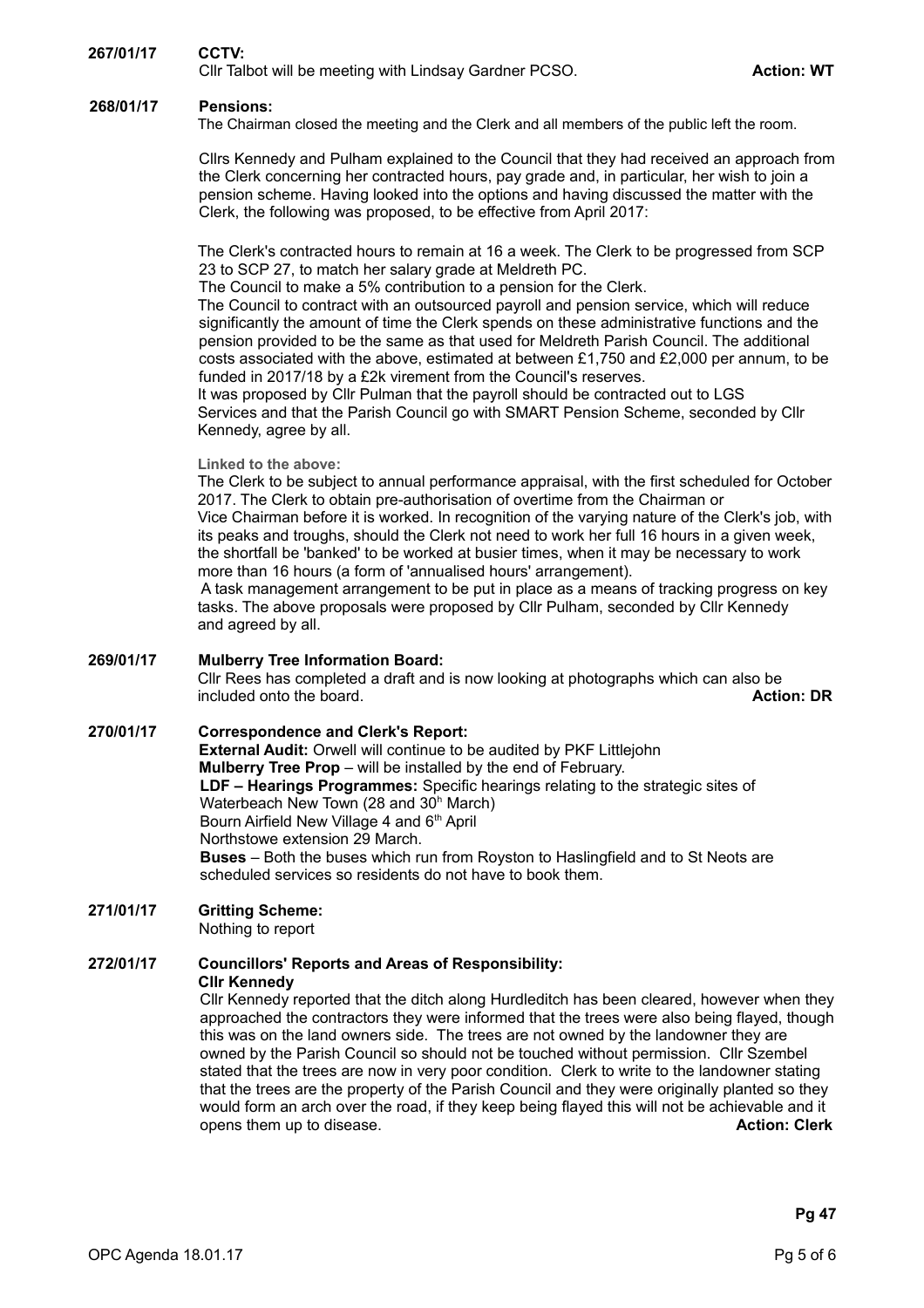**267/01/17 CCTV:**
Cllr Talbot will be meeting with Lindsay Gardner PCSO. **Action: WT**

**268/01/17 Pensions:**
The Chairman closed the meeting and the Clerk and all members of the public left the room.

Cllrs Kennedy and Pulham explained to the Council that they had received an approach from the Clerk concerning her contracted hours, pay grade and, in particular, her wish to join a pension scheme. Having looked into the options and having discussed the matter with the Clerk, the following was proposed, to be effective from April 2017:

The Clerk's contracted hours to remain at 16 a week. The Clerk to be progressed from SCP 23 to SCP 27, to match her salary grade at Meldreth PC.
The Council to make a 5% contribution to a pension for the Clerk.
The Council to contract with an outsourced payroll and pension service, which will reduce significantly the amount of time the Clerk spends on these administrative functions and the pension provided to be the same as that used for Meldreth Parish Council. The additional costs associated with the above, estimated at between £1,750 and £2,000 per annum, to be funded in 2017/18 by a £2k virement from the Council's reserves.
It was proposed by Cllr Pulman that the payroll should be contracted out to LGS Services and that the Parish Council go with SMART Pension Scheme, seconded by Cllr Kennedy, agree by all.

**Linked to the above:**
The Clerk to be subject to annual performance appraisal, with the first scheduled for October 2017. The Clerk to obtain pre-authorisation of overtime from the Chairman or Vice Chairman before it is worked. In recognition of the varying nature of the Clerk's job, with its peaks and troughs, should the Clerk not need to work her full 16 hours in a given week, the shortfall be 'banked' to be worked at busier times, when it may be necessary to work more than 16 hours (a form of 'annualised hours' arrangement).
A task management arrangement to be put in place as a means of tracking progress on key tasks. The above proposals were proposed by Cllr Pulham, seconded by Cllr Kennedy and agreed by all.

**269/01/17 Mulberry Tree Information Board:**
Cllr Rees has completed a draft and is now looking at photographs which can also be included onto the board. **Action: DR**

**270/01/17 Correspondence and Clerk's Report:**
**External Audit:** Orwell will continue to be audited by PKF Littlejohn
**Mulberry Tree Prop** – will be installed by the end of February.
**LDF – Hearings Programmes:** Specific hearings relating to the strategic sites of Waterbeach New Town (28 and 30th March)
Bourn Airfield New Village 4 and 6th April
Northstowe extension 29 March.
**Buses** – Both the buses which run from Royston to Haslingfield and to St Neots are scheduled services so residents do not have to book them.

**271/01/17 Gritting Scheme:**
Nothing to report

**272/01/17 Councillors' Reports and Areas of Responsibility:**
**Cllr Kennedy**
Cllr Kennedy reported that the ditch along Hurdleditch has been cleared, however when they approached the contractors they were informed that the trees were also being flayed, though this was on the land owners side. The trees are not owned by the landowner they are owned by the Parish Council so should not be touched without permission. Cllr Szembel stated that the trees are now in very poor condition. Clerk to write to the landowner stating that the trees are the property of the Parish Council and they were originally planted so they would form an arch over the road, if they keep being flayed this will not be achievable and it opens them up to disease. **Action: Clerk**

**Pg 47**

OPC Agenda 18.01.17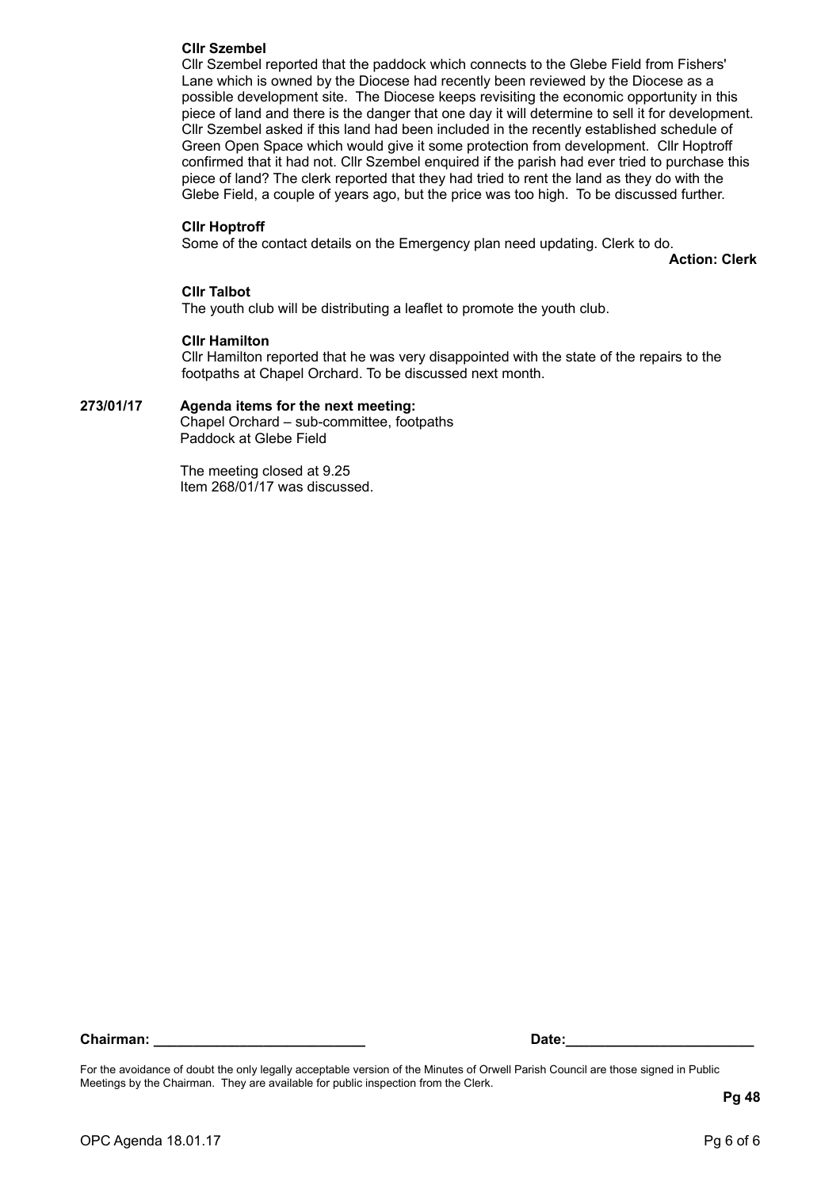**Cllr Szembel**

Cllr Szembel reported that the paddock which connects to the Glebe Field from Fishers' Lane which is owned by the Diocese had recently been reviewed by the Diocese as a possible development site. The Diocese keeps revisiting the economic opportunity in this piece of land and there is the danger that one day it will determine to sell it for development. Cllr Szembel asked if this land had been included in the recently established schedule of Green Open Space which would give it some protection from development. Cllr Hoptroff confirmed that it had not. Cllr Szembel enquired if the parish had ever tried to purchase this piece of land? The clerk reported that they had tried to rent the land as they do with the Glebe Field, a couple of years ago, but the price was too high. To be discussed further.

**Cllr Hoptroff**

Some of the contact details on the Emergency plan need updating. Clerk to do.

**Action: Clerk**

**Cllr Talbot**

The youth club will be distributing a leaflet to promote the youth club.

**Cllr Hamilton**

Cllr Hamilton reported that he was very disappointed with the state of the repairs to the footpaths at Chapel Orchard. To be discussed next month.

**273/01/17 Agenda items for the next meeting:**

Chapel Orchard – sub-committee, footpaths
Paddock at Glebe Field

The meeting closed at 9.25
Item 268/01/17 was discussed.

**Chairman:** ___________________________ **Date:**________________________

For the avoidance of doubt the only legally acceptable version of the Minutes of Orwell Parish Council are those signed in Public Meetings by the Chairman. They are available for public inspection from the Clerk.

**Pg 48**